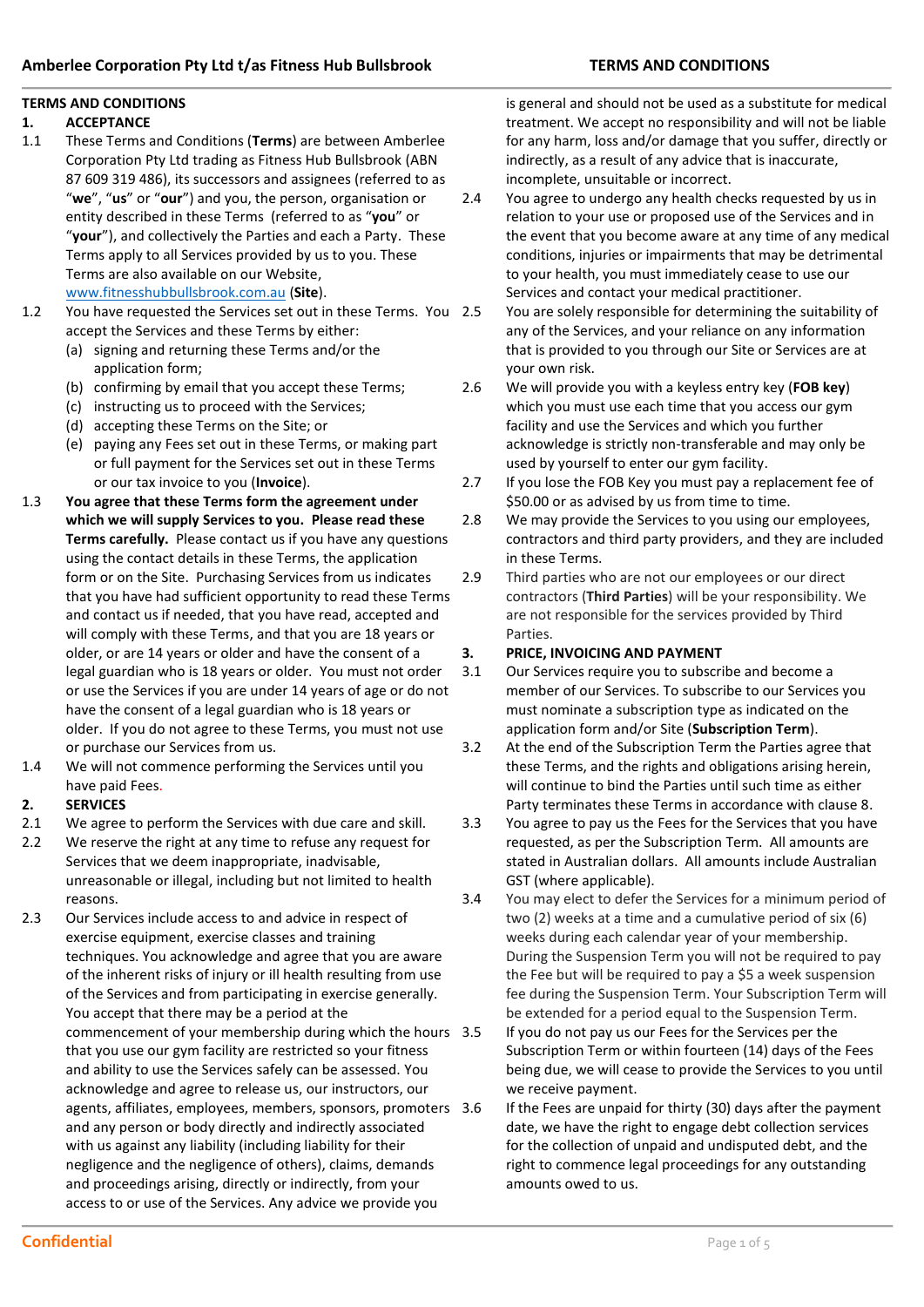## TERMS AND CONDITIONS

### 1. ACCEPTANCE

1.1 These Terms and Conditions (**Terms**) are between Amberlee Corporation Pty Ltd trading as Fitness Hub Bullsbrook (ABN 87 609 319 486), its successors and assignees (referred to as "**we**", "**us**" or "**our**") and you, the person, organisation or entity described in these Terms (referred to as "**you**" or "**your**"), and collectively the Parties and each a Party. These Terms apply to all Services provided by us to you. These Terms are also available on our Website, www.fitnesshubbullsbrook.com.au (**Site**).

1.2 You have requested the Services set out in these Terms. You accept the Services and these Terms by either:
- (a) signing and returning these Terms and/or the application form;
- (b) confirming by email that you accept these Terms;
- (c) instructing us to proceed with the Services;
- (d) accepting these Terms on the Site; or
- (e) paying any Fees set out in these Terms, or making part or full payment for the Services set out in these Terms or our tax invoice to you (**Invoice**).

1.3 **You agree that these Terms form the agreement under which we will supply Services to you. Please read these Terms carefully.** Please contact us if you have any questions using the contact details in these Terms, the application form or on the Site. Purchasing Services from us indicates that you have had sufficient opportunity to read these Terms and contact us if needed, that you have read, accepted and will comply with these Terms, and that you are 18 years or older, or are 14 years or older and have the consent of a legal guardian who is 18 years or older. You must not order or use the Services if you are under 14 years of age or do not have the consent of a legal guardian who is 18 years or older. If you do not agree to these Terms, you must not use or purchase our Services from us.

1.4 We will not commence performing the Services until you have paid Fees.

### 2. SERVICES

2.1 We agree to perform the Services with due care and skill.

2.2 We reserve the right at any time to refuse any request for Services that we deem inappropriate, inadvisable, unreasonable or illegal, including but not limited to health reasons.

2.3 Our Services include access to and advice in respect of exercise equipment, exercise classes and training techniques. You acknowledge and agree that you are aware of the inherent risks of injury or ill health resulting from use of the Services and from participating in exercise generally. You accept that there may be a period at the commencement of your membership during which the hours that you use our gym facility are restricted so your fitness and ability to use the Services safely can be assessed. You acknowledge and agree to release us, our instructors, our agents, affiliates, employees, members, sponsors, promoters and any person or body directly and indirectly associated with us against any liability (including liability for their negligence and the negligence of others), claims, demands and proceedings arising, directly or indirectly, from your access to or use of the Services. Any advice we provide you is general and should not be used as a substitute for medical treatment. We accept no responsibility and will not be liable for any harm, loss and/or damage that you suffer, directly or indirectly, as a result of any advice that is inaccurate, incomplete, unsuitable or incorrect.

2.4 You agree to undergo any health checks requested by us in relation to your use or proposed use of the Services and in the event that you become aware at any time of any medical conditions, injuries or impairments that may be detrimental to your health, you must immediately cease to use our Services and contact your medical practitioner.

2.5 You are solely responsible for determining the suitability of any of the Services, and your reliance on any information that is provided to you through our Site or Services are at your own risk.

2.6 We will provide you with a keyless entry key (**FOB key**) which you must use each time that you access our gym facility and use the Services and which you further acknowledge is strictly non-transferable and may only be used by yourself to enter our gym facility.

2.7 If you lose the FOB Key you must pay a replacement fee of $50.00 or as advised by us from time to time.

2.8 We may provide the Services to you using our employees, contractors and third party providers, and they are included in these Terms.

2.9 Third parties who are not our employees or our direct contractors (**Third Parties**) will be your responsibility. We are not responsible for the services provided by Third Parties.

### 3. PRICE, INVOICING AND PAYMENT

3.1 Our Services require you to subscribe and become a member of our Services. To subscribe to our Services you must nominate a subscription type as indicated on the application form and/or Site (**Subscription Term**).

3.2 At the end of the Subscription Term the Parties agree that these Terms, and the rights and obligations arising herein, will continue to bind the Parties until such time as either Party terminates these Terms in accordance with clause 8.

3.3 You agree to pay us the Fees for the Services that you have requested, as per the Subscription Term. All amounts are stated in Australian dollars. All amounts include Australian GST (where applicable).

3.4 You may elect to defer the Services for a minimum period of two (2) weeks at a time and a cumulative period of six (6) weeks during each calendar year of your membership. During the Suspension Term you will not be required to pay the Fee but will be required to pay a $5 a week suspension fee during the Suspension Term. Your Subscription Term will be extended for a period equal to the Suspension Term.

3.5 If you do not pay us our Fees for the Services per the Subscription Term or within fourteen (14) days of the Fees being due, we will cease to provide the Services to you until we receive payment.

3.6 If the Fees are unpaid for thirty (30) days after the payment date, we have the right to engage debt collection services for the collection of unpaid and undisputed debt, and the right to commence legal proceedings for any outstanding amounts owed to us.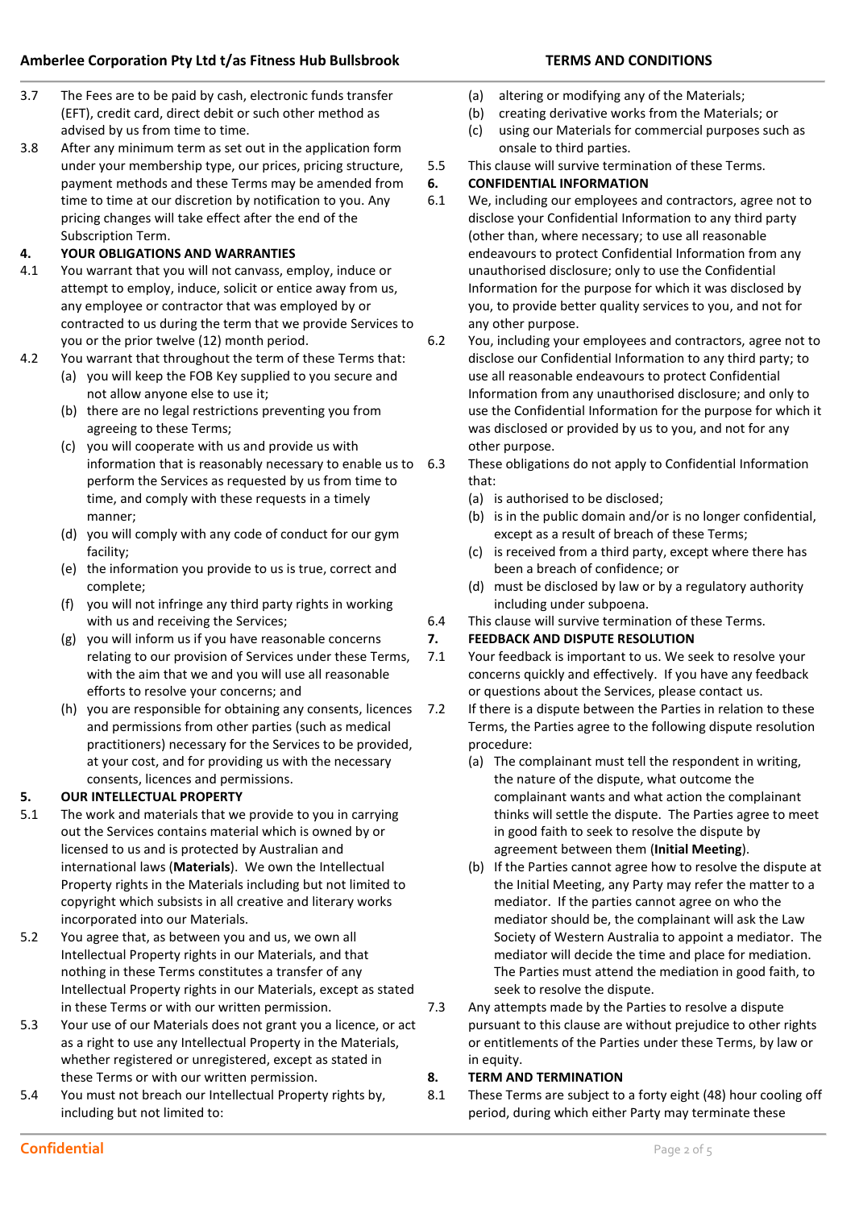3.7 The Fees are to be paid by cash, electronic funds transfer (EFT), credit card, direct debit or such other method as advised by us from time to time.

3.8 After any minimum term as set out in the application form under your membership type, our prices, pricing structure, payment methods and these Terms may be amended from time to time at our discretion by notification to you. Any pricing changes will take effect after the end of the Subscription Term.

## 4. YOUR OBLIGATIONS AND WARRANTIES

4.1 You warrant that you will not canvass, employ, induce or attempt to employ, induce, solicit or entice away from us, any employee or contractor that was employed by or contracted to us during the term that we provide Services to you or the prior twelve (12) month period.

4.2 You warrant that throughout the term of these Terms that:

(a) you will keep the FOB Key supplied to you secure and not allow anyone else to use it;

(b) there are no legal restrictions preventing you from agreeing to these Terms;

(c) you will cooperate with us and provide us with information that is reasonably necessary to enable us to perform the Services as requested by us from time to time, and comply with these requests in a timely manner;

(d) you will comply with any code of conduct for our gym facility;

(e) the information you provide to us is true, correct and complete;

(f) you will not infringe any third party rights in working with us and receiving the Services;

(g) you will inform us if you have reasonable concerns relating to our provision of Services under these Terms, with the aim that we and you will use all reasonable efforts to resolve your concerns; and

(h) you are responsible for obtaining any consents, licences and permissions from other parties (such as medical practitioners) necessary for the Services to be provided, at your cost, and for providing us with the necessary consents, licences and permissions.

## 5. OUR INTELLECTUAL PROPERTY

5.1 The work and materials that we provide to you in carrying out the Services contains material which is owned by or licensed to us and is protected by Australian and international laws (**Materials**). We own the Intellectual Property rights in the Materials including but not limited to copyright which subsists in all creative and literary works incorporated into our Materials.

5.2 You agree that, as between you and us, we own all Intellectual Property rights in our Materials, and that nothing in these Terms constitutes a transfer of any Intellectual Property rights in our Materials, except as stated in these Terms or with our written permission.

5.3 Your use of our Materials does not grant you a licence, or act as a right to use any Intellectual Property in the Materials, whether registered or unregistered, except as stated in these Terms or with our written permission.

5.4 You must not breach our Intellectual Property rights by, including but not limited to:

(a) altering or modifying any of the Materials;

(b) creating derivative works from the Materials; or

(c) using our Materials for commercial purposes such as onsale to third parties.

5.5 This clause will survive termination of these Terms.

## 6. CONFIDENTIAL INFORMATION

6.1 We, including our employees and contractors, agree not to disclose your Confidential Information to any third party (other than, where necessary; to use all reasonable endeavours to protect Confidential Information from any unauthorised disclosure; only to use the Confidential Information for the purpose for which it was disclosed by you, to provide better quality services to you, and not for any other purpose.

6.2 You, including your employees and contractors, agree not to disclose our Confidential Information to any third party; to use all reasonable endeavours to protect Confidential Information from any unauthorised disclosure; and only to use the Confidential Information for the purpose for which it was disclosed or provided by us to you, and not for any other purpose.

6.3 These obligations do not apply to Confidential Information that:

(a) is authorised to be disclosed;

(b) is in the public domain and/or is no longer confidential, except as a result of breach of these Terms;

(c) is received from a third party, except where there has been a breach of confidence; or

(d) must be disclosed by law or by a regulatory authority including under subpoena.

6.4 This clause will survive termination of these Terms.

## 7. FEEDBACK AND DISPUTE RESOLUTION

7.1 Your feedback is important to us. We seek to resolve your concerns quickly and effectively. If you have any feedback or questions about the Services, please contact us.

7.2 If there is a dispute between the Parties in relation to these Terms, the Parties agree to the following dispute resolution procedure:

(a) The complainant must tell the respondent in writing, the nature of the dispute, what outcome the complainant wants and what action the complainant thinks will settle the dispute. The Parties agree to meet in good faith to seek to resolve the dispute by agreement between them (**Initial Meeting**).

(b) If the Parties cannot agree how to resolve the dispute at the Initial Meeting, any Party may refer the matter to a mediator. If the parties cannot agree on who the mediator should be, the complainant will ask the Law Society of Western Australia to appoint a mediator. The mediator will decide the time and place for mediation. The Parties must attend the mediation in good faith, to seek to resolve the dispute.

7.3 Any attempts made by the Parties to resolve a dispute pursuant to this clause are without prejudice to other rights or entitlements of the Parties under these Terms, by law or in equity.

## 8. TERM AND TERMINATION

8.1 These Terms are subject to a forty eight (48) hour cooling off period, during which either Party may terminate these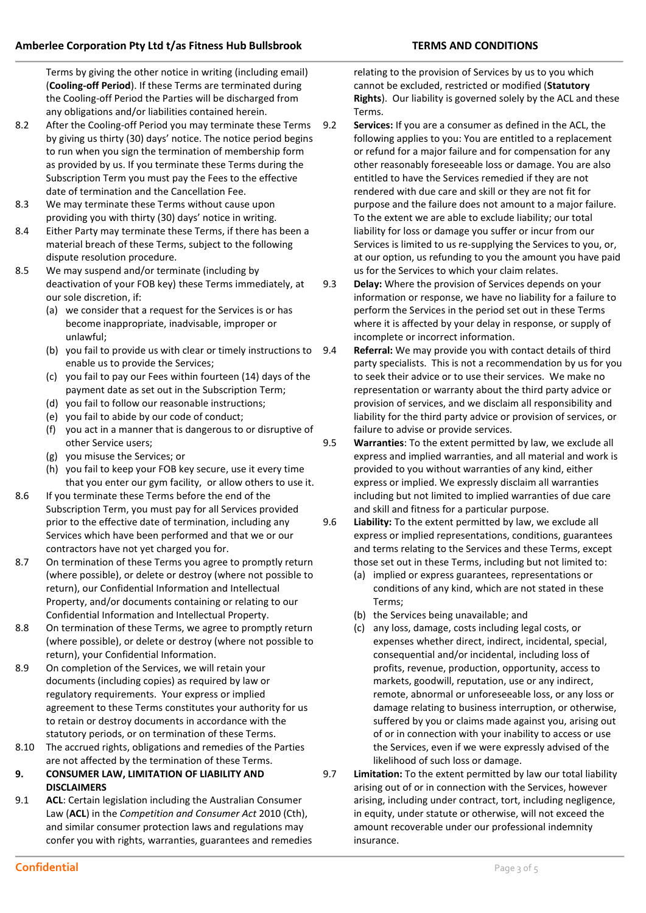Terms by giving the other notice in writing (including email) (**Cooling-off Period**). If these Terms are terminated during the Cooling-off Period the Parties will be discharged from any obligations and/or liabilities contained herein.

8.2 After the Cooling-off Period you may terminate these Terms by giving us thirty (30) days' notice. The notice period begins to run when you sign the termination of membership form as provided by us. If you terminate these Terms during the Subscription Term you must pay the Fees to the effective date of termination and the Cancellation Fee.

8.3 We may terminate these Terms without cause upon providing you with thirty (30) days' notice in writing.

8.4 Either Party may terminate these Terms, if there has been a material breach of these Terms, subject to the following dispute resolution procedure.

8.5 We may suspend and/or terminate (including by deactivation of your FOB key) these Terms immediately, at our sole discretion, if:

(a) we consider that a request for the Services is or has become inappropriate, inadvisable, improper or unlawful;

(b) you fail to provide us with clear or timely instructions to enable us to provide the Services;

(c) you fail to pay our Fees within fourteen (14) days of the payment date as set out in the Subscription Term;

(d) you fail to follow our reasonable instructions;

(e) you fail to abide by our code of conduct;

(f) you act in a manner that is dangerous to or disruptive of other Service users;

(g) you misuse the Services; or

(h) you fail to keep your FOB key secure, use it every time that you enter our gym facility, or allow others to use it.

8.6 If you terminate these Terms before the end of the Subscription Term, you must pay for all Services provided prior to the effective date of termination, including any Services which have been performed and that we or our contractors have not yet charged you for.

8.7 On termination of these Terms you agree to promptly return (where possible), or delete or destroy (where not possible to return), our Confidential Information and Intellectual Property, and/or documents containing or relating to our Confidential Information and Intellectual Property.

8.8 On termination of these Terms, we agree to promptly return (where possible), or delete or destroy (where not possible to return), your Confidential Information.

8.9 On completion of the Services, we will retain your documents (including copies) as required by law or regulatory requirements. Your express or implied agreement to these Terms constitutes your authority for us to retain or destroy documents in accordance with the statutory periods, or on termination of these Terms.

8.10 The accrued rights, obligations and remedies of the Parties are not affected by the termination of these Terms.

**9. CONSUMER LAW, LIMITATION OF LIABILITY AND DISCLAIMERS**

9.1 **ACL**: Certain legislation including the Australian Consumer Law (**ACL**) in the *Competition and Consumer Act* 2010 (Cth), and similar consumer protection laws and regulations may confer you with rights, warranties, guarantees and remedies relating to the provision of Services by us to you which cannot be excluded, restricted or modified (**Statutory Rights**). Our liability is governed solely by the ACL and these Terms.

9.2 **Services:** If you are a consumer as defined in the ACL, the following applies to you: You are entitled to a replacement or refund for a major failure and for compensation for any other reasonably foreseeable loss or damage. You are also entitled to have the Services remedied if they are not rendered with due care and skill or they are not fit for purpose and the failure does not amount to a major failure. To the extent we are able to exclude liability; our total liability for loss or damage you suffer or incur from our Services is limited to us re-supplying the Services to you, or, at our option, us refunding to you the amount you have paid us for the Services to which your claim relates.

9.3 **Delay:** Where the provision of Services depends on your information or response, we have no liability for a failure to perform the Services in the period set out in these Terms where it is affected by your delay in response, or supply of incomplete or incorrect information.

9.4 **Referral:** We may provide you with contact details of third party specialists. This is not a recommendation by us for you to seek their advice or to use their services. We make no representation or warranty about the third party advice or provision of services, and we disclaim all responsibility and liability for the third party advice or provision of services, or failure to advise or provide services.

9.5 **Warranties**: To the extent permitted by law, we exclude all express and implied warranties, and all material and work is provided to you without warranties of any kind, either express or implied. We expressly disclaim all warranties including but not limited to implied warranties of due care and skill and fitness for a particular purpose.

9.6 **Liability:** To the extent permitted by law, we exclude all express or implied representations, conditions, guarantees and terms relating to the Services and these Terms, except those set out in these Terms, including but not limited to:

(a) implied or express guarantees, representations or conditions of any kind, which are not stated in these Terms;

(b) the Services being unavailable; and

(c) any loss, damage, costs including legal costs, or expenses whether direct, indirect, incidental, special, consequential and/or incidental, including loss of profits, revenue, production, opportunity, access to markets, goodwill, reputation, use or any indirect, remote, abnormal or unforeseeable loss, or any loss or damage relating to business interruption, or otherwise, suffered by you or claims made against you, arising out of or in connection with your inability to access or use the Services, even if we were expressly advised of the likelihood of such loss or damage.

9.7 **Limitation:** To the extent permitted by law our total liability arising out of or in connection with the Services, however arising, including under contract, tort, including negligence, in equity, under statute or otherwise, will not exceed the amount recoverable under our professional indemnity insurance.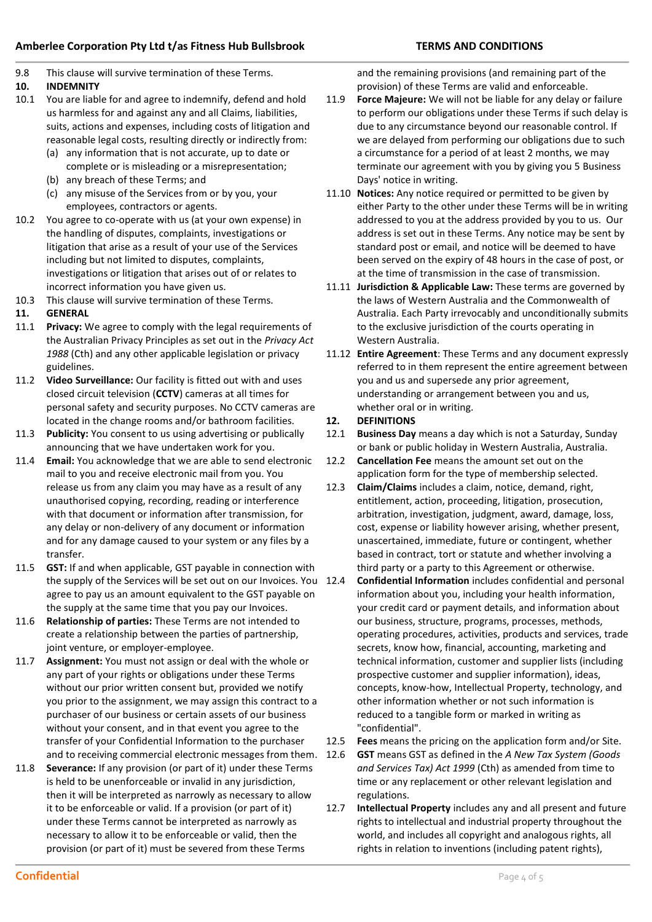9.8 This clause will survive termination of these Terms.

**10. INDEMNITY**

10.1 You are liable for and agree to indemnify, defend and hold us harmless for and against any and all Claims, liabilities, suits, actions and expenses, including costs of litigation and reasonable legal costs, resulting directly or indirectly from:

(a) any information that is not accurate, up to date or complete or is misleading or a misrepresentation;

(b) any breach of these Terms; and

(c) any misuse of the Services from or by you, your employees, contractors or agents.

10.2 You agree to co-operate with us (at your own expense) in the handling of disputes, complaints, investigations or litigation that arise as a result of your use of the Services including but not limited to disputes, complaints, investigations or litigation that arises out of or relates to incorrect information you have given us.

10.3 This clause will survive termination of these Terms.

**11. GENERAL**

11.1 **Privacy:** We agree to comply with the legal requirements of the Australian Privacy Principles as set out in the *Privacy Act 1988* (Cth) and any other applicable legislation or privacy guidelines.

11.2 **Video Surveillance:** Our facility is fitted out with and uses closed circuit television (**CCTV**) cameras at all times for personal safety and security purposes. No CCTV cameras are located in the change rooms and/or bathroom facilities.

11.3 **Publicity:** You consent to us using advertising or publically announcing that we have undertaken work for you.

11.4 **Email:** You acknowledge that we are able to send electronic mail to you and receive electronic mail from you. You release us from any claim you may have as a result of any unauthorised copying, recording, reading or interference with that document or information after transmission, for any delay or non-delivery of any document or information and for any damage caused to your system or any files by a transfer.

11.5 **GST:** If and when applicable, GST payable in connection with the supply of the Services will be set out on our Invoices. You agree to pay us an amount equivalent to the GST payable on the supply at the same time that you pay our Invoices.

11.6 **Relationship of parties:** These Terms are not intended to create a relationship between the parties of partnership, joint venture, or employer-employee.

11.7 **Assignment:** You must not assign or deal with the whole or any part of your rights or obligations under these Terms without our prior written consent but, provided we notify you prior to the assignment, we may assign this contract to a purchaser of our business or certain assets of our business without your consent, and in that event you agree to the transfer of your Confidential Information to the purchaser and to receiving commercial electronic messages from them.

11.8 **Severance:** If any provision (or part of it) under these Terms is held to be unenforceable or invalid in any jurisdiction, then it will be interpreted as narrowly as necessary to allow it to be enforceable or valid. If a provision (or part of it) under these Terms cannot be interpreted as narrowly as necessary to allow it to be enforceable or valid, then the provision (or part of it) must be severed from these Terms and the remaining provisions (and remaining part of the provision) of these Terms are valid and enforceable.

11.9 **Force Majeure:** We will not be liable for any delay or failure to perform our obligations under these Terms if such delay is due to any circumstance beyond our reasonable control. If we are delayed from performing our obligations due to such a circumstance for a period of at least 2 months, we may terminate our agreement with you by giving you 5 Business Days' notice in writing.

11.10 **Notices:** Any notice required or permitted to be given by either Party to the other under these Terms will be in writing addressed to you at the address provided by you to us. Our address is set out in these Terms. Any notice may be sent by standard post or email, and notice will be deemed to have been served on the expiry of 48 hours in the case of post, or at the time of transmission in the case of transmission.

11.11 **Jurisdiction & Applicable Law:** These terms are governed by the laws of Western Australia and the Commonwealth of Australia. Each Party irrevocably and unconditionally submits to the exclusive jurisdiction of the courts operating in Western Australia.

11.12 **Entire Agreement**: These Terms and any document expressly referred to in them represent the entire agreement between you and us and supersede any prior agreement, understanding or arrangement between you and us, whether oral or in writing.

**12. DEFINITIONS**

12.1 **Business Day** means a day which is not a Saturday, Sunday or bank or public holiday in Western Australia, Australia.

12.2 **Cancellation Fee** means the amount set out on the application form for the type of membership selected.

12.3 **Claim/Claims** includes a claim, notice, demand, right, entitlement, action, proceeding, litigation, prosecution, arbitration, investigation, judgment, award, damage, loss, cost, expense or liability however arising, whether present, unascertained, immediate, future or contingent, whether based in contract, tort or statute and whether involving a third party or a party to this Agreement or otherwise.

12.4 **Confidential Information** includes confidential and personal information about you, including your health information, your credit card or payment details, and information about our business, structure, programs, processes, methods, operating procedures, activities, products and services, trade secrets, know how, financial, accounting, marketing and technical information, customer and supplier lists (including prospective customer and supplier information), ideas, concepts, know-how, Intellectual Property, technology, and other information whether or not such information is reduced to a tangible form or marked in writing as "confidential".

12.5 **Fees** means the pricing on the application form and/or Site.

12.6 **GST** means GST as defined in the *A New Tax System (Goods and Services Tax) Act 1999* (Cth) as amended from time to time or any replacement or other relevant legislation and regulations.

12.7 **Intellectual Property** includes any and all present and future rights to intellectual and industrial property throughout the world, and includes all copyright and analogous rights, all rights in relation to inventions (including patent rights),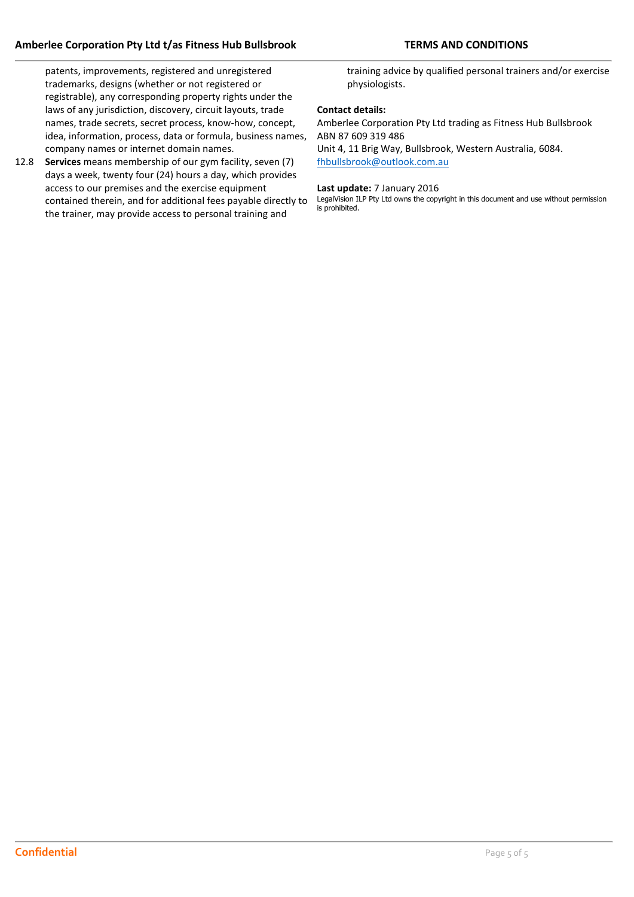patents, improvements, registered and unregistered trademarks, designs (whether or not registered or registrable), any corresponding property rights under the laws of any jurisdiction, discovery, circuit layouts, trade names, trade secrets, secret process, know-how, concept, idea, information, process, data or formula, business names, company names or internet domain names.

12.8 **Services** means membership of our gym facility, seven (7) days a week, twenty four (24) hours a day, which provides access to our premises and the exercise equipment contained therein, and for additional fees payable directly to the trainer, may provide access to personal training and training advice by qualified personal trainers and/or exercise physiologists.

**Contact details:**

Amberlee Corporation Pty Ltd trading as Fitness Hub Bullsbrook
ABN 87 609 319 486
Unit 4, 11 Brig Way, Bullsbrook, Western Australia, 6084.
fhbullsbrook@outlook.com.au

**Last update:** 7 January 2016

LegalVision ILP Pty Ltd owns the copyright in this document and use without permission is prohibited.

**Confidential**